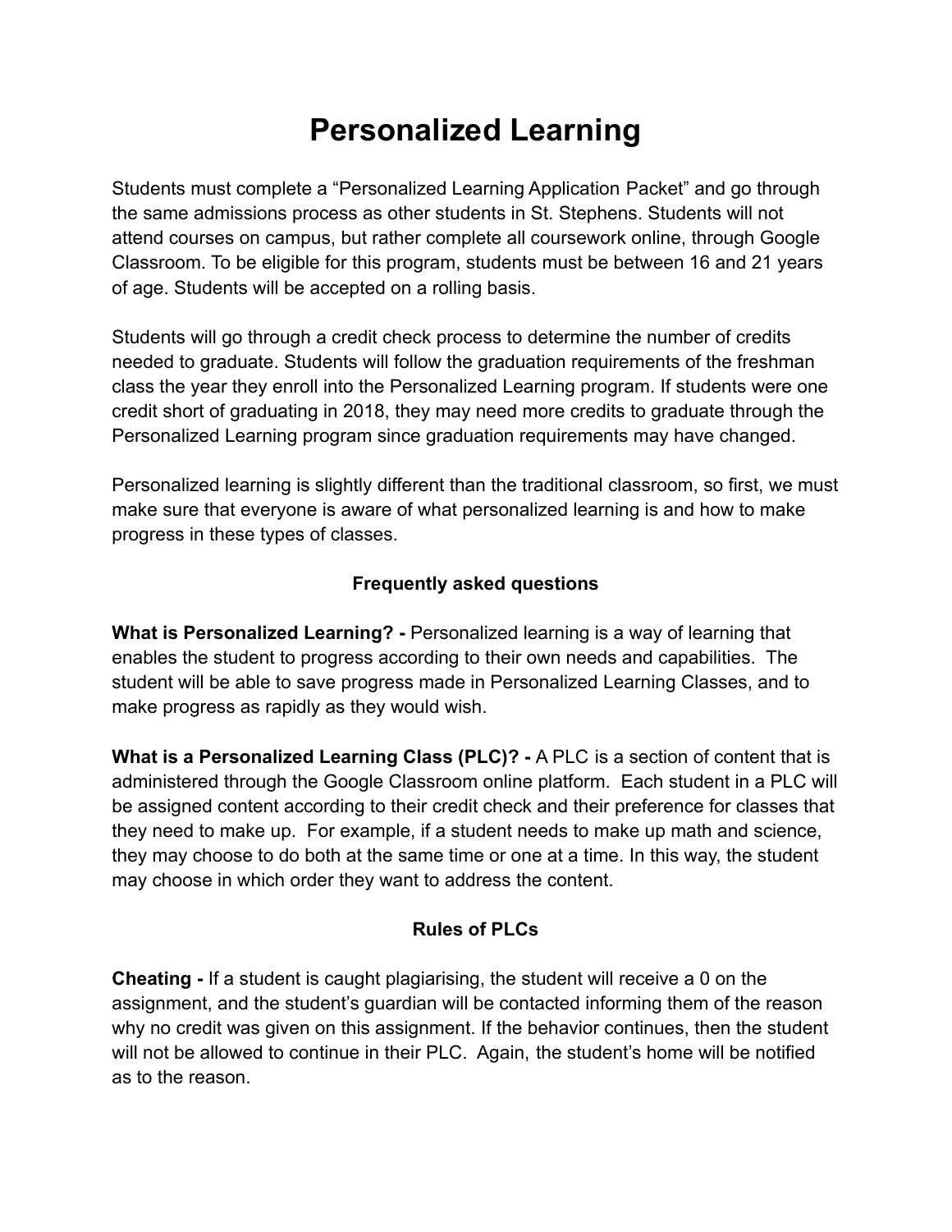# Personalized Learning

Students must complete a "Personalized Learning Application Packet" and go through the same admissions process as other students in St. Stephens. Students will not attend courses on campus, but rather complete all coursework online, through Google Classroom. To be eligible for this program, students must be between 16 and 21 years of age. Students will be accepted on a rolling basis.

Students will go through a credit check process to determine the number of credits needed to graduate. Students will follow the graduation requirements of the freshman class the year they enroll into the Personalized Learning program. If students were one credit short of graduating in 2018, they may need more credits to graduate through the Personalized Learning program since graduation requirements may have changed.

Personalized learning is slightly different than the traditional classroom, so first, we must make sure that everyone is aware of what personalized learning is and how to make progress in these types of classes.

### Frequently asked questions

**What is Personalized Learning? -** Personalized learning is a way of learning that enables the student to progress according to their own needs and capabilities. The student will be able to save progress made in Personalized Learning Classes, and to make progress as rapidly as they would wish.

**What is a Personalized Learning Class (PLC)? -** A PLC is a section of content that is administered through the Google Classroom online platform. Each student in a PLC will be assigned content according to their credit check and their preference for classes that they need to make up. For example, if a student needs to make up math and science, they may choose to do both at the same time or one at a time. In this way, the student may choose in which order they want to address the content.

### Rules of PLCs

**Cheating -** If a student is caught plagiarising, the student will receive a 0 on the assignment, and the student's guardian will be contacted informing them of the reason why no credit was given on this assignment. If the behavior continues, then the student will not be allowed to continue in their PLC. Again, the student's home will be notified as to the reason.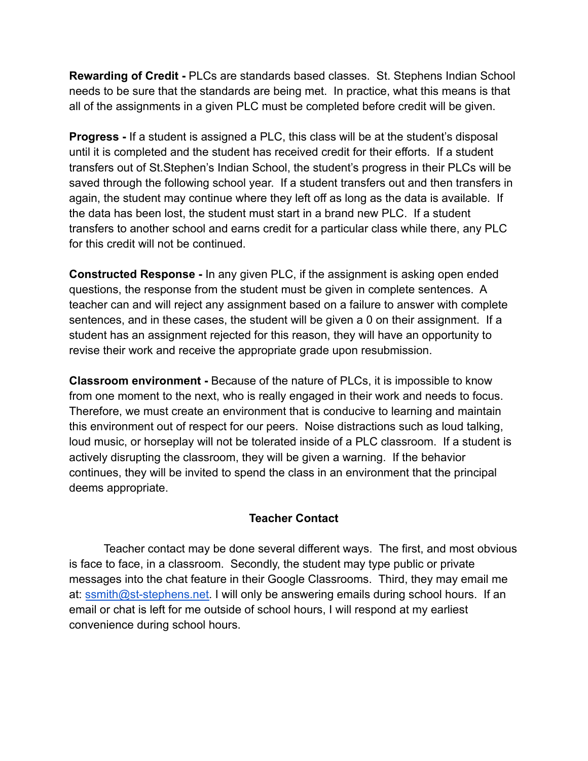**Rewarding of Credit -** PLCs are standards based classes. St. Stephens Indian School needs to be sure that the standards are being met. In practice, what this means is that all of the assignments in a given PLC must be completed before credit will be given.

**Progress -** If a student is assigned a PLC, this class will be at the student's disposal until it is completed and the student has received credit for their efforts. If a student transfers out of St.Stephen's Indian School, the student's progress in their PLCs will be saved through the following school year. If a student transfers out and then transfers in again, the student may continue where they left off as long as the data is available. If the data has been lost, the student must start in a brand new PLC. If a student transfers to another school and earns credit for a particular class while there, any PLC for this credit will not be continued.

**Constructed Response -** In any given PLC, if the assignment is asking open ended questions, the response from the student must be given in complete sentences. A teacher can and will reject any assignment based on a failure to answer with complete sentences, and in these cases, the student will be given a 0 on their assignment. If a student has an assignment rejected for this reason, they will have an opportunity to revise their work and receive the appropriate grade upon resubmission.

**Classroom environment -** Because of the nature of PLCs, it is impossible to know from one moment to the next, who is really engaged in their work and needs to focus. Therefore, we must create an environment that is conducive to learning and maintain this environment out of respect for our peers. Noise distractions such as loud talking, loud music, or horseplay will not be tolerated inside of a PLC classroom. If a student is actively disrupting the classroom, they will be given a warning. If the behavior continues, they will be invited to spend the class in an environment that the principal deems appropriate.

## Teacher Contact

Teacher contact may be done several different ways. The first, and most obvious is face to face, in a classroom. Secondly, the student may type public or private messages into the chat feature in their Google Classrooms. Third, they may email me at: ssmith@st-stephens.net. I will only be answering emails during school hours. If an email or chat is left for me outside of school hours, I will respond at my earliest convenience during school hours.